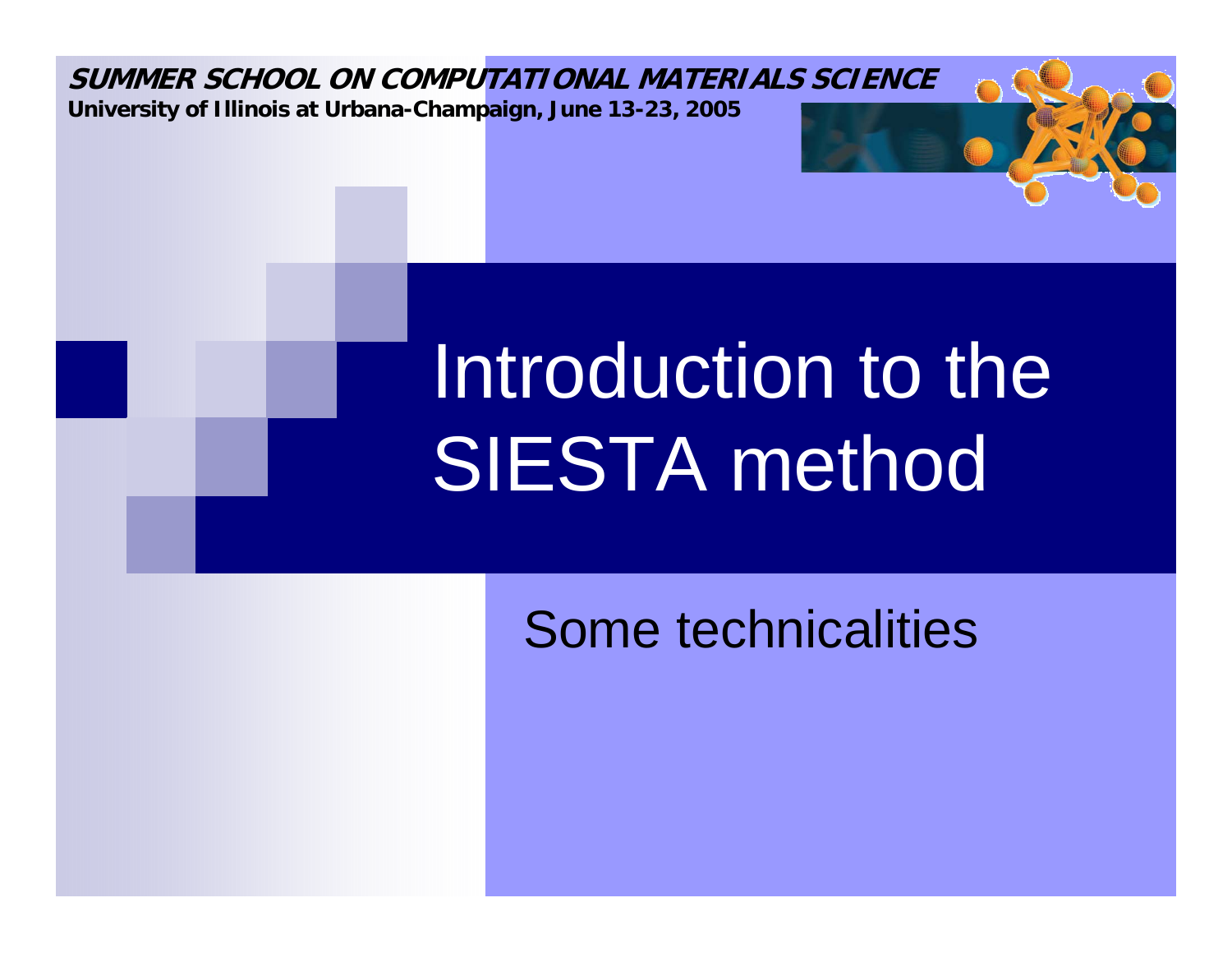**SUMMER SCHOOL ON COMPUTATIONAL MATERIALS SCIENCE**

**University of Illinois at Urbana-Champaign, June 13-23, 2005**

# Introduction to the SIESTA method

## Some technicalities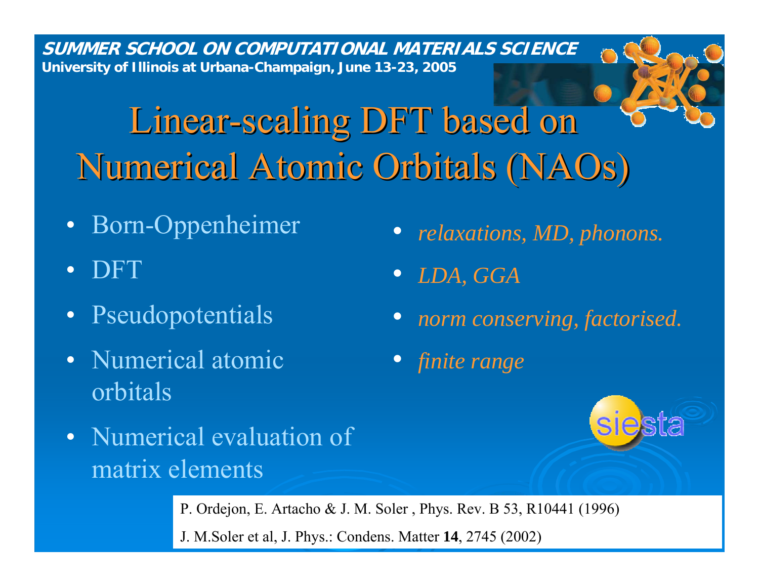# Linear-scaling DFT based on Numerical Atomic Orbitals (NAOs)

- Born-Oppenheimer — *relaxations, MD, phonons.*
- DFT — *LDA, GGA*
- Pseudopotentials — *norm conserving, factorised.*
- Numerical atomic orbitals — *finite range*
- Numerical evaluation of matrix elements

P. Ordejon, E. Artacho & J. M. Soler , Phys. Rev. B 53, R10441 (1996)

J. M.Soler et al, J. Phys.: Condens. Matter **14**, 2745 (2002)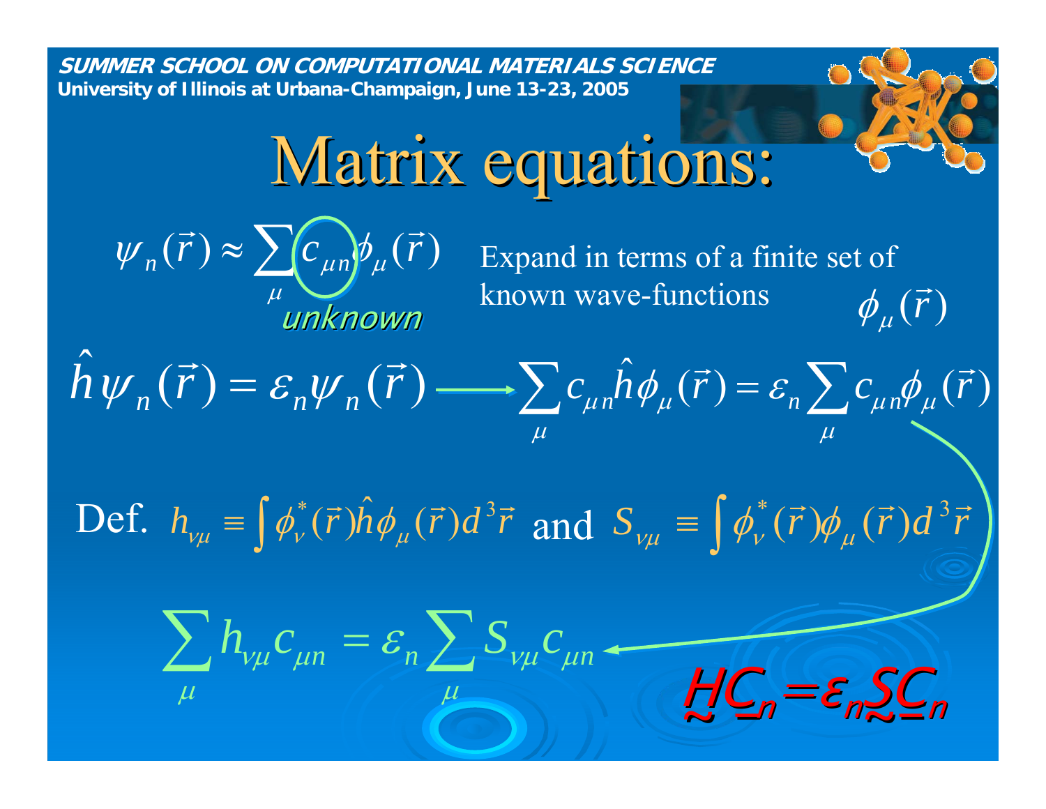# Matrix equations:

$$\psi_n(\vec{r}) \approx \sum_\mu c_{\mu n} \phi_\mu(\vec{r})$$

*unknown*

Expand in terms of a finite set of known wave-functions $\phi_\mu(\vec{r})$

$$\hat{h}\psi_n(\vec{r}) = \varepsilon_n \psi_n(\vec{r}) \longrightarrow \sum_\mu c_{\mu n} \hat{h}\phi_\mu(\vec{r}) = \varepsilon_n \sum_\mu c_{\mu n} \phi_\mu(\vec{r})$$

Def. $h_{\nu\mu} \equiv \int \phi_\nu^*(\vec{r}) \hat{h} \phi_\mu(\vec{r}) d^3\vec{r}$ and $S_{\nu\mu} \equiv \int \phi_\nu^*(\vec{r}) \phi_\mu(\vec{r}) d^3\vec{r}$

$$\sum_\mu h_{\nu\mu} c_{\mu n} = \varepsilon_n \sum_\mu S_{\nu\mu} c_{\mu n}$$

$$\underset{\sim}{H} \underline{C}_n = \varepsilon_n \underset{\sim}{S} \underline{C}_n$$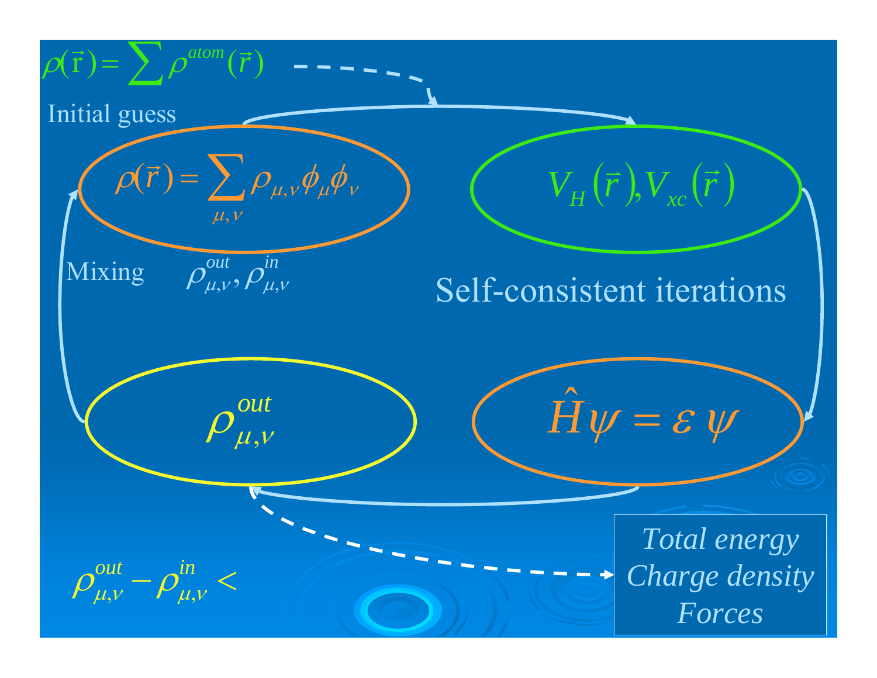$$\rho(\vec{r}) = \sum \rho^{atom}(\vec{r})$$

Initial guess

$$\rho(\vec{r}) = \sum_{\mu,\nu} \rho_{\mu,\nu} \phi_\mu \phi_\nu$$

$$V_H(\vec{r}), V_{xc}(\vec{r})$$

Mixing $\rho^{out}_{\mu,\nu}, \rho^{in}_{\mu,\nu}$

Self-consistent iterations

$$\rho^{out}_{\mu,\nu}$$

$$\hat{H}\psi = \varepsilon\,\psi$$

$$\rho^{out}_{\mu,\nu} - \rho^{in}_{\mu,\nu} <$$

*Total energy*
*Charge density*
*Forces*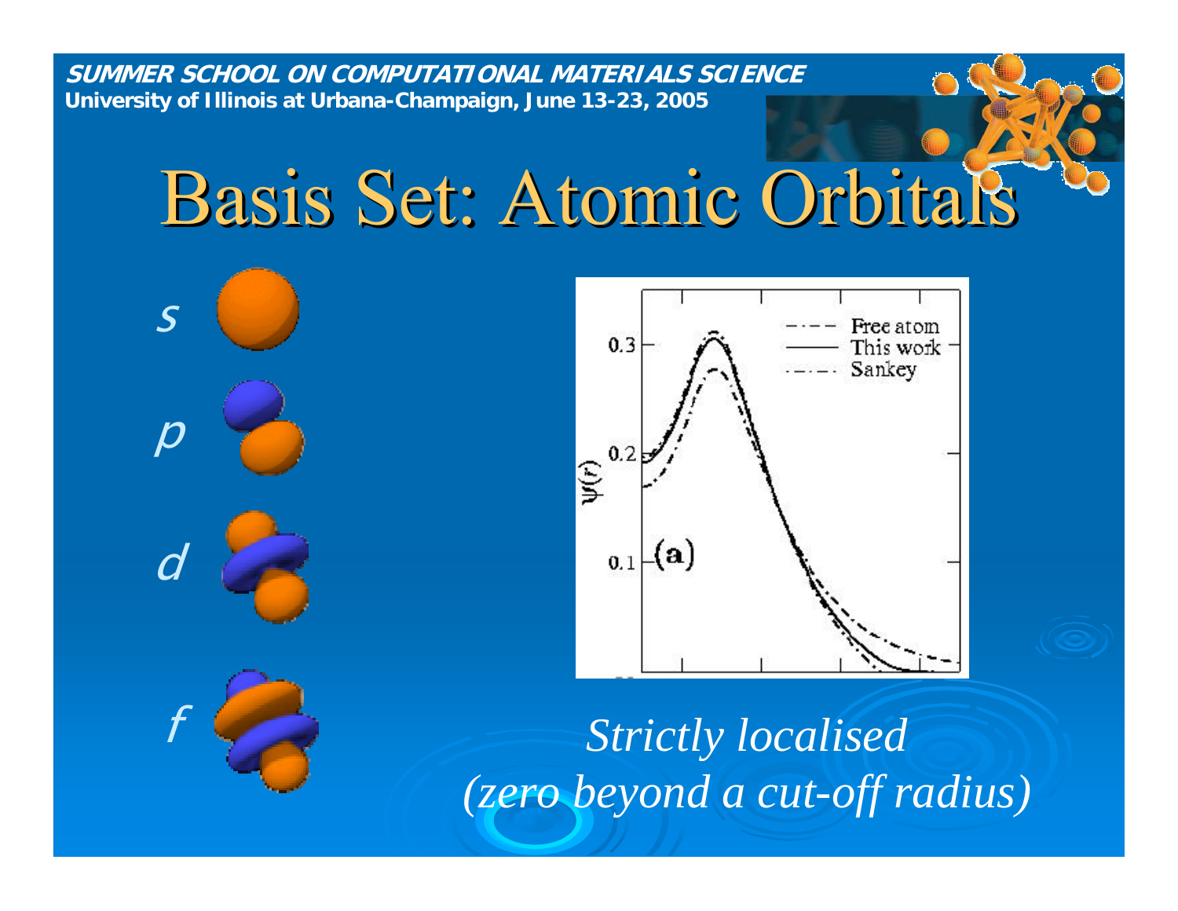# Basis Set: Atomic Orbitals

*s*

*p*

*d*

*f*

*Strictly localised (zero beyond a cut-off radius)*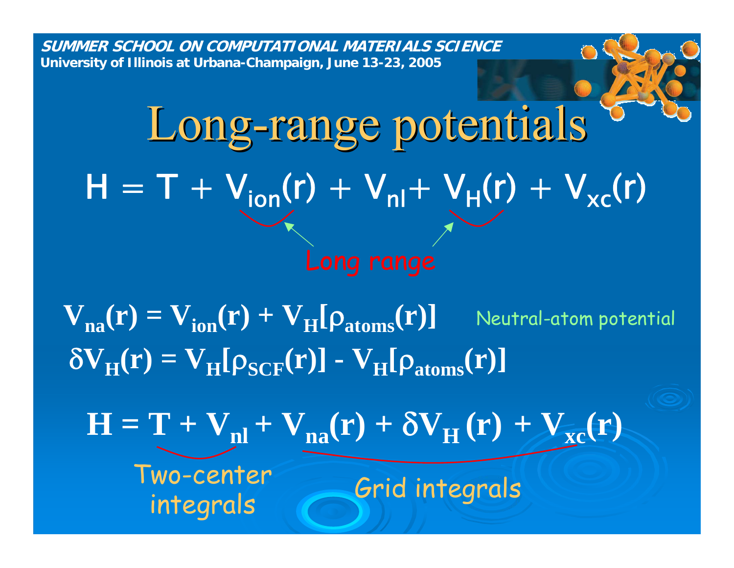# Long-range potentials

$$H = T + V_{ion}(r) + V_{nl} + V_H(r) + V_{xc}(r)$$

Long range

$$V_{na}(\mathbf{r}) = V_{ion}(\mathbf{r}) + V_H[\rho_{atoms}(\mathbf{r})]$$ Neutral-atom potential

$$\delta V_H(\mathbf{r}) = V_H[\rho_{SCF}(\mathbf{r})] - V_H[\rho_{atoms}(\mathbf{r})]$$

$$H = T + V_{nl} + V_{na}(\mathbf{r}) + \delta V_H(\mathbf{r}) + V_{xc}(\mathbf{r})$$

Two-center integrals ($T + V_{nl}$)

Grid integrals ($V_{na}(\mathbf{r}) + \delta V_H(\mathbf{r}) + V_{xc}(\mathbf{r})$)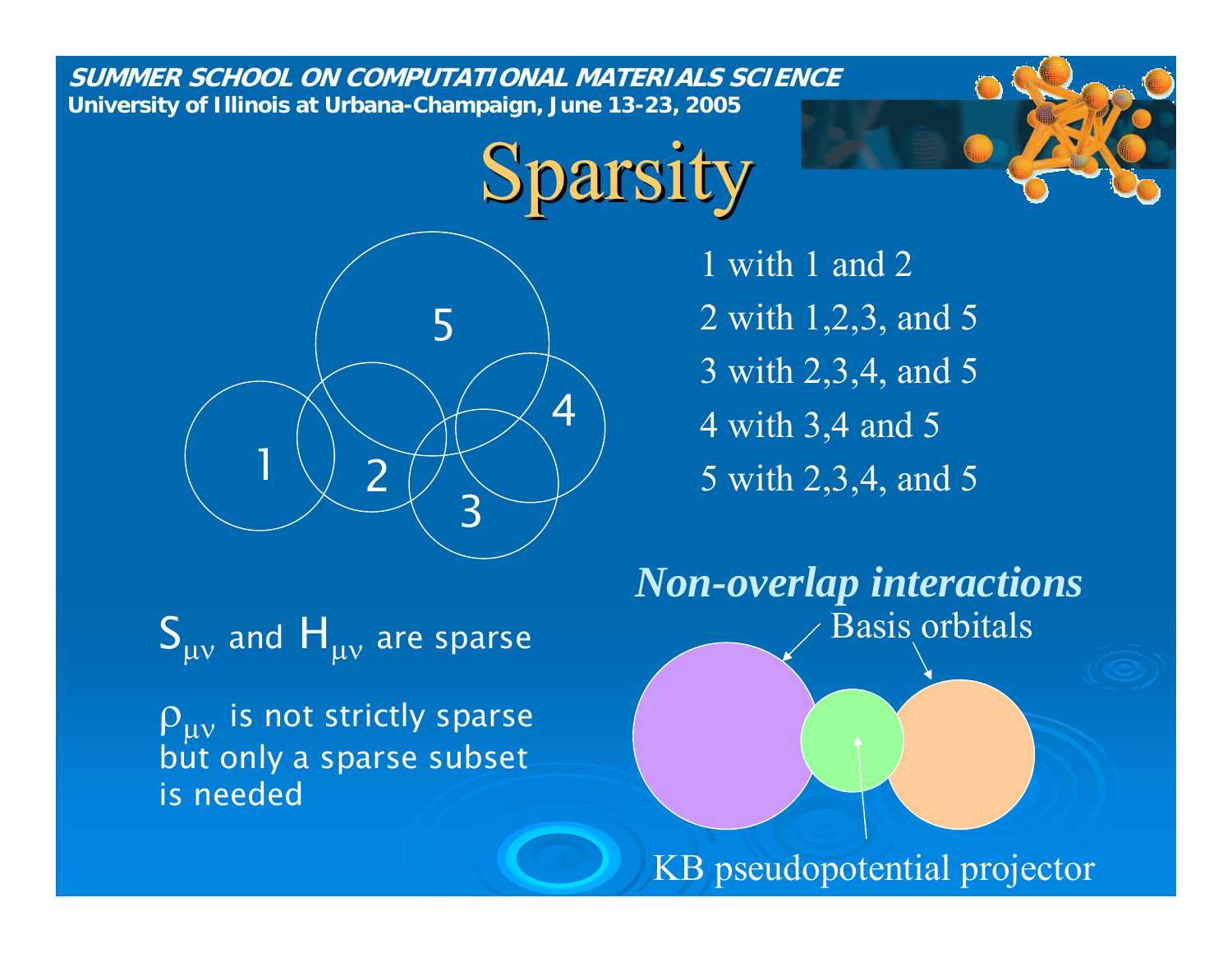# Sparsity

1 with 1 and 2

2 with 1,2,3, and 5

3 with 2,3,4, and 5

4 with 3,4 and 5

5 with 2,3,4, and 5

$S_{\mu\nu}$ and $H_{\mu\nu}$ are sparse

$\rho_{\mu\nu}$ is not strictly sparse but only a sparse subset is needed

***Non-overlap interactions***

Basis orbitals

KB pseudopotential projector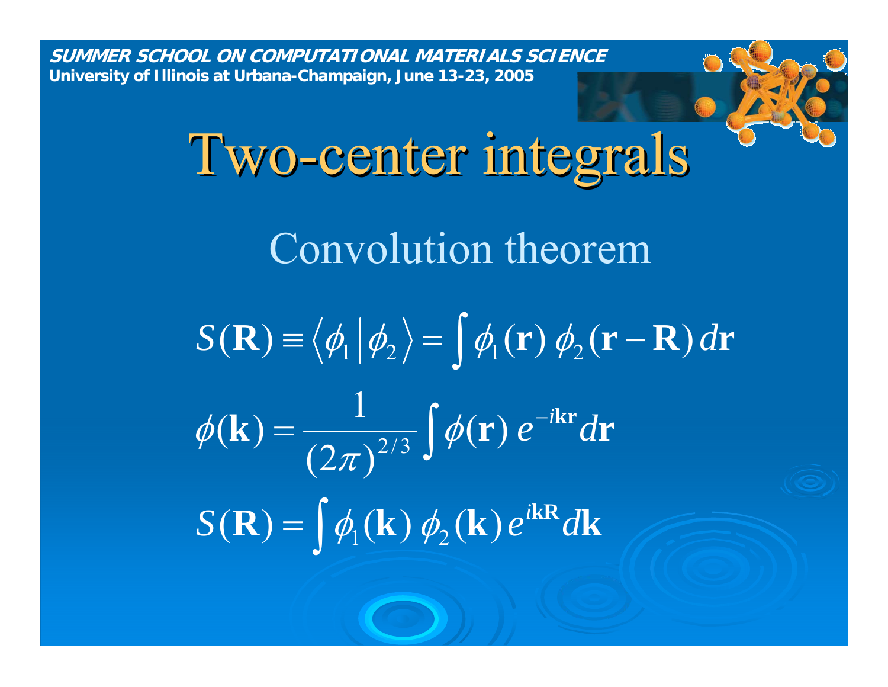# Two-center integrals

## Convolution theorem

$$S(\mathbf{R}) \equiv \langle \phi_1 | \phi_2 \rangle = \int \phi_1(\mathbf{r})\, \phi_2(\mathbf{r}-\mathbf{R})\, d\mathbf{r}$$

$$\phi(\mathbf{k}) = \frac{1}{(2\pi)^{2/3}} \int \phi(\mathbf{r})\, e^{-i\mathbf{kr}} d\mathbf{r}$$

$$S(\mathbf{R}) = \int \phi_1(\mathbf{k})\, \phi_2(\mathbf{k})\, e^{i\mathbf{kR}} d\mathbf{k}$$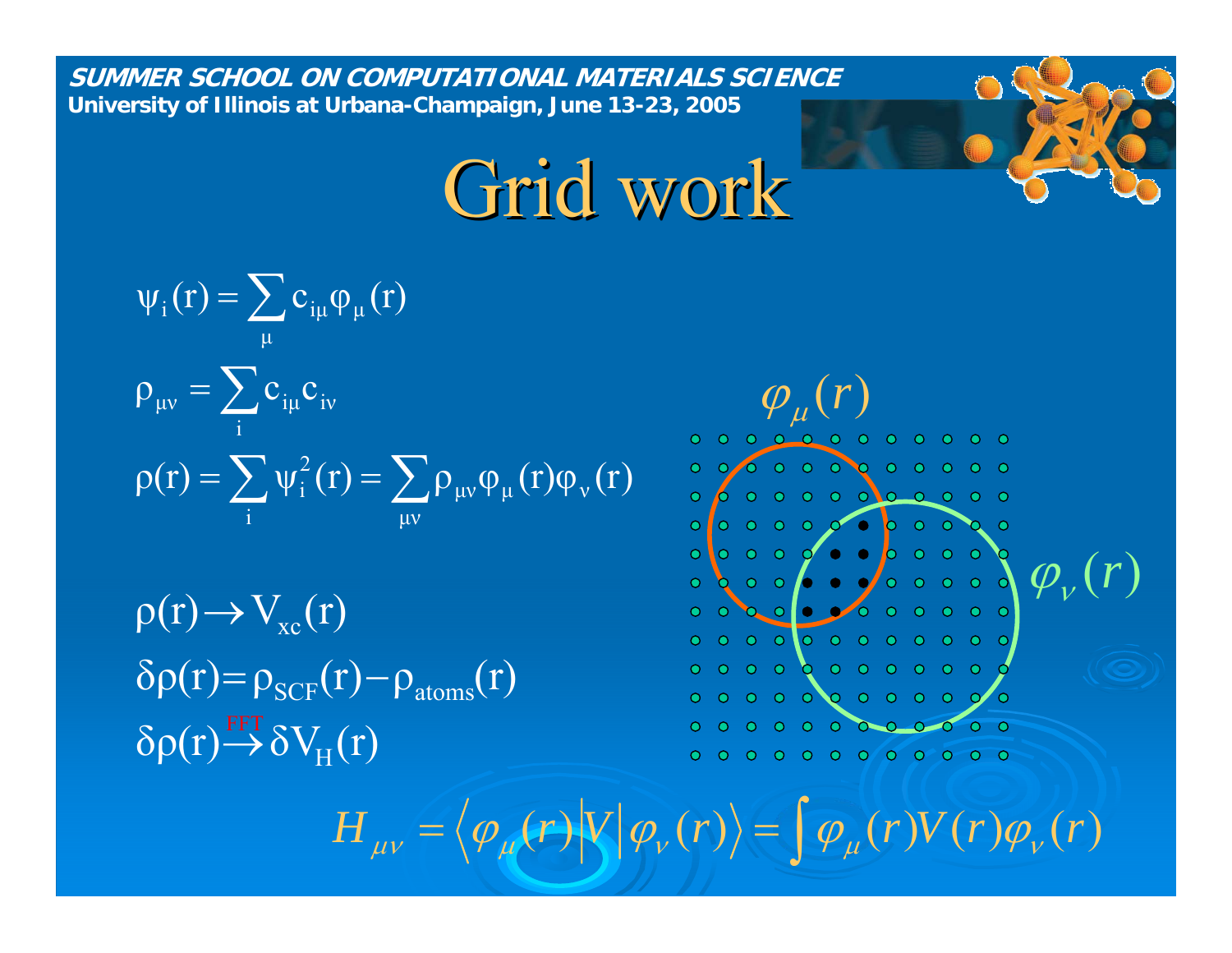# Grid work

$$\psi_i(r) = \sum_{\mu} c_{i\mu}\varphi_{\mu}(r)$$

$$\rho_{\mu\nu} = \sum_{i} c_{i\mu} c_{i\nu}$$

$$\rho(r) = \sum_{i} \psi_i^2(r) = \sum_{\mu\nu} \rho_{\mu\nu}\varphi_{\mu}(r)\varphi_{\nu}(r)$$

$$\rho(r) \rightarrow V_{xc}(r)$$

$$\delta\rho(r) = \rho_{SCF}(r) - \rho_{atoms}(r)$$

$$\delta\rho(r) \xrightarrow{FFT} \delta V_H(r)$$

$\varphi_{\mu}(r)$

$\varphi_{\nu}(r)$

$$H_{\mu\nu} = \langle \varphi_{\mu}(r) | V | \varphi_{\nu}(r) \rangle = \int \varphi_{\mu}(r) V(r) \varphi_{\nu}(r)$$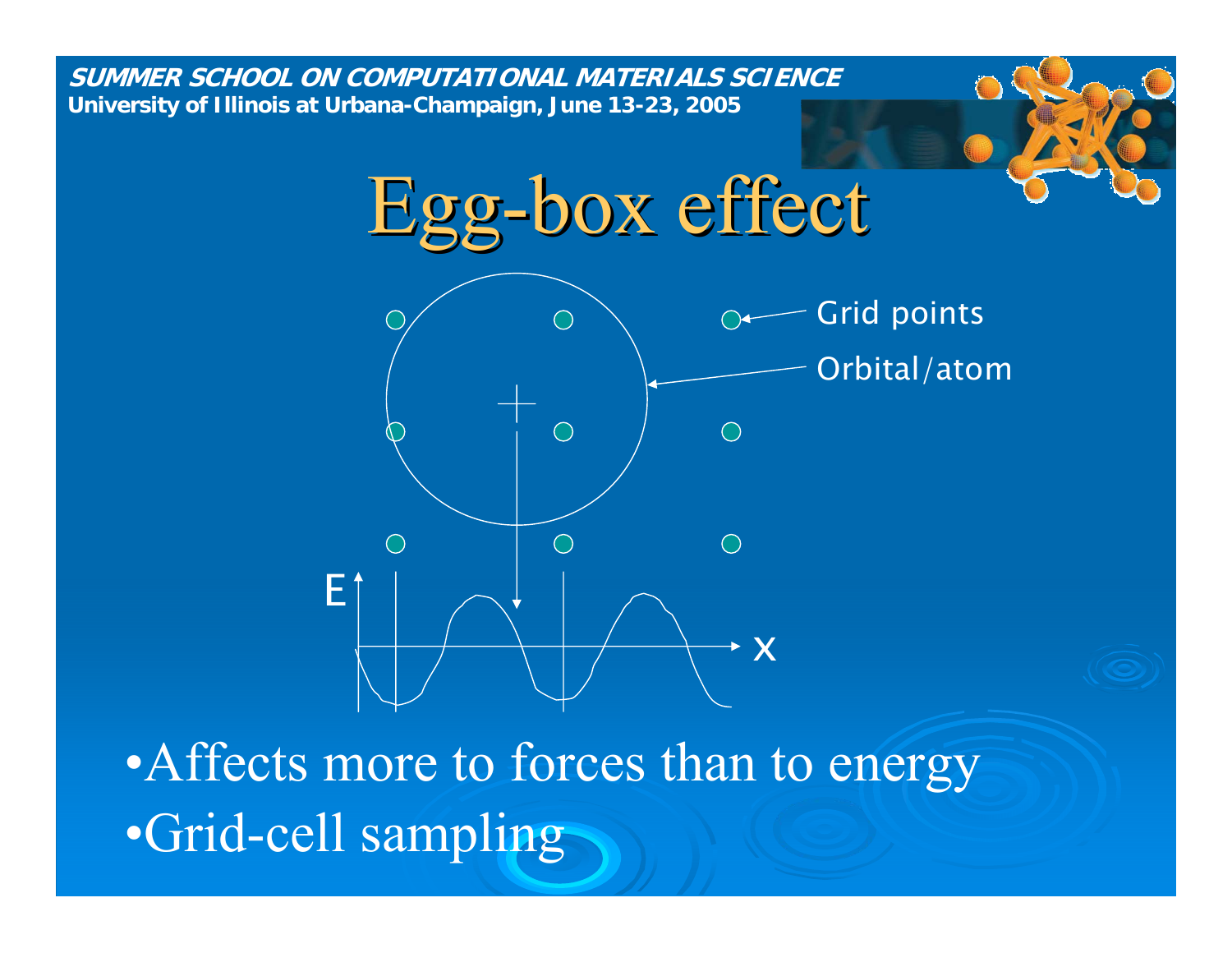# Egg-box effect

Grid points

Orbital/atom

E

x

- Affects more to forces than to energy
- Grid-cell sampling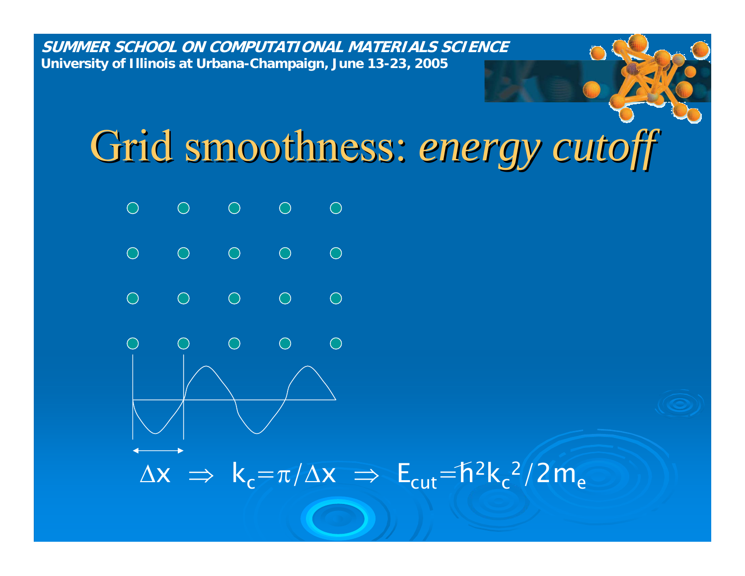# Grid smoothness: *energy cutoff*

$$\Delta x \;\Rightarrow\; k_c = \pi / \Delta x \;\Rightarrow\; E_{cut} = \hbar^2 k_c^2 / 2m_e$$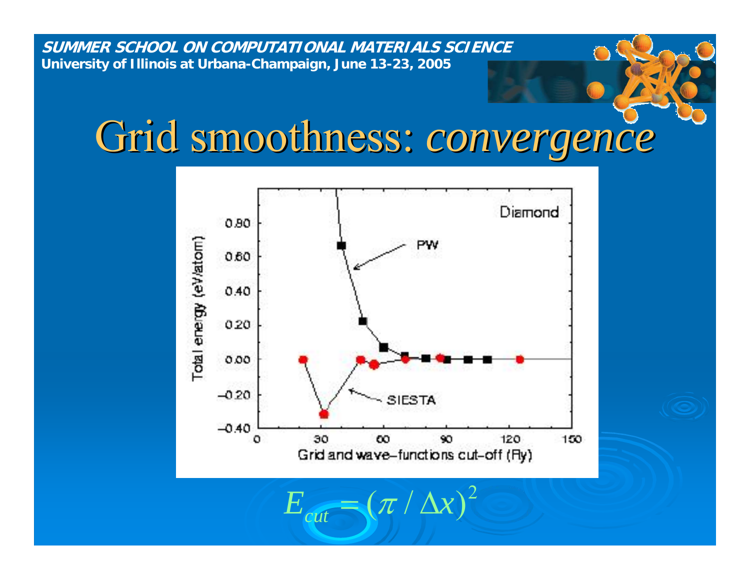# Grid smoothness: *convergence*

$$E_{cut} = (\pi / \Delta x)^2$$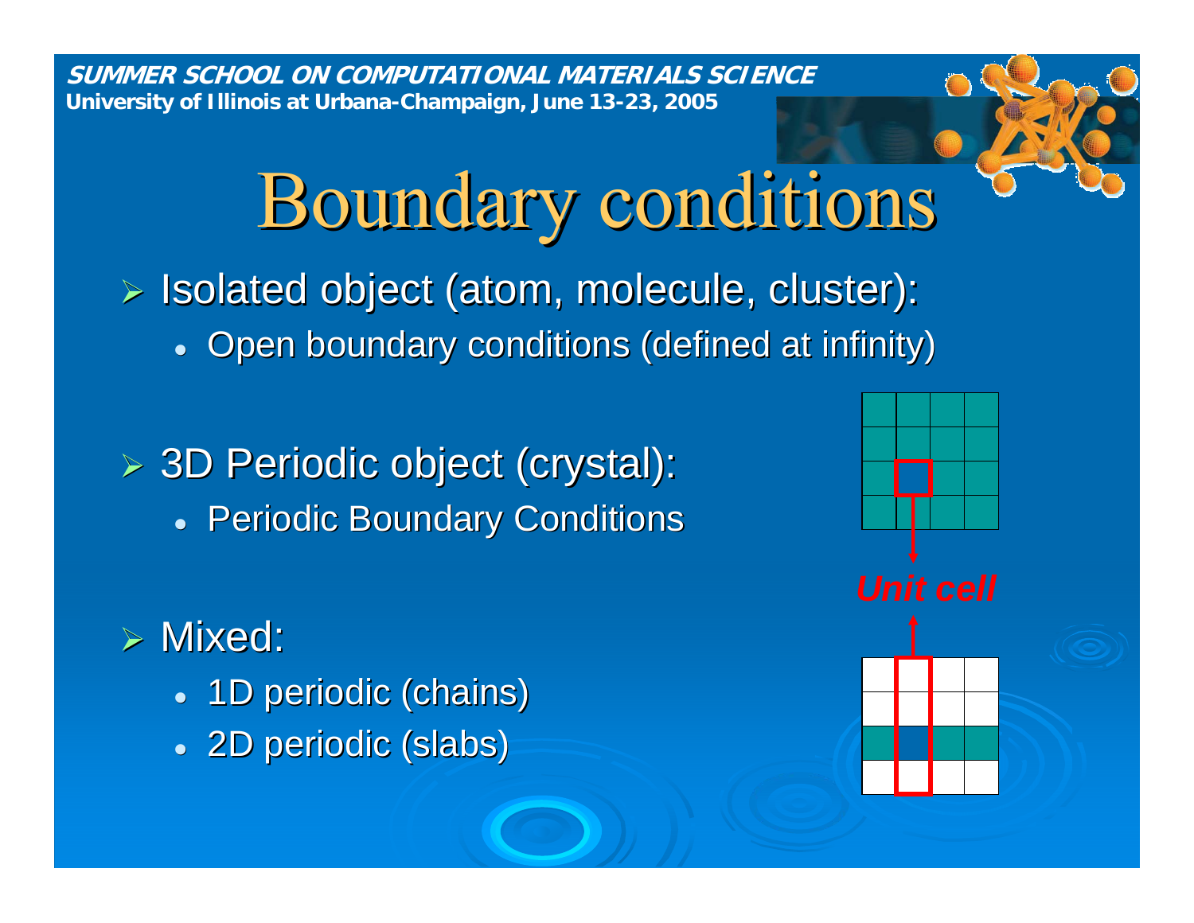# Boundary conditions

- Isolated object (atom, molecule, cluster):
  - Open boundary conditions (defined at infinity)
- 3D Periodic object (crystal):
  - Periodic Boundary Conditions
- Mixed:
  - 1D periodic (chains)
  - 2D periodic (slabs)

*Unit cell*